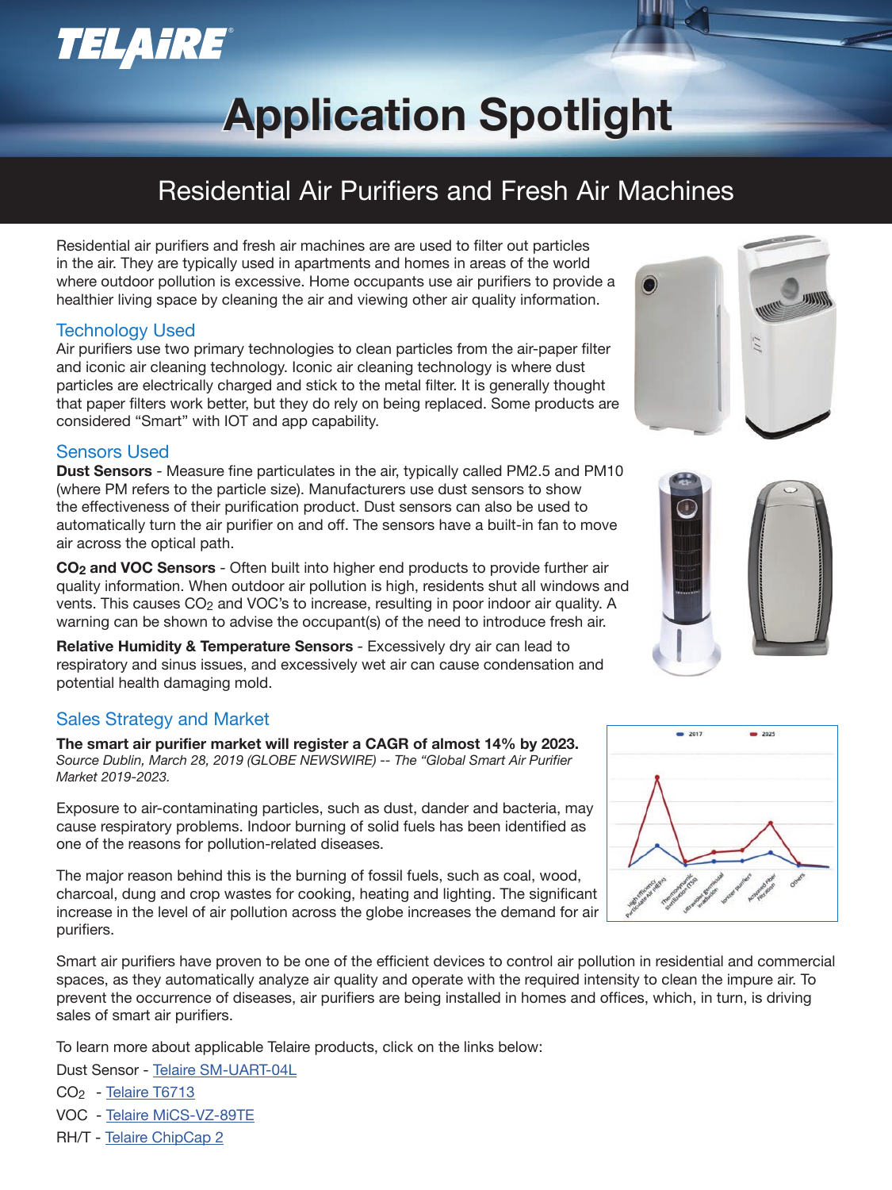# TELAIRE

# Application Spotlight

## Residential Air Purifiers and Fresh Air Machines

Residential air purifiers and fresh air machines are are used to filter out particles in the air. They are typically used in apartments and homes in areas of the world where outdoor pollution is excessive. Home occupants use air purifiers to provide a healthier living space by cleaning the air and viewing other air quality information.

### Technology Used

Air purifiers use two primary technologies to clean particles from the air-paper filter and iconic air cleaning technology. Iconic air cleaning technology is where dust particles are electrically charged and stick to the metal filter. It is generally thought that paper filters work better, but they do rely on being replaced. Some products are considered "Smart" with IOT and app capability.

### Sensors Used

**Dust Sensors** - Measure fine particulates in the air, typically called PM2.5 and PM10 (where PM refers to the particle size). Manufacturers use dust sensors to show the effectiveness of their purification product. Dust sensors can also be used to automatically turn the air purifier on and off. The sensors have a built-in fan to move air across the optical path.

**$CO_2$ and VOC Sensors** - Often built into higher end products to provide further air quality information. When outdoor air pollution is high, residents shut all windows and vents. This causes $CO_2$ and VOC's to increase, resulting in poor indoor air quality. A warning can be shown to advise the occupant(s) of the need to introduce fresh air.

**Relative Humidity & Temperature Sensors** - Excessively dry air can lead to respiratory and sinus issues, and excessively wet air can cause condensation and potential health damaging mold.

### Sales Strategy and Market

**The smart air purifier market will register a CAGR of almost 14% by 2023.**
*Source Dublin, March 28, 2019 (GLOBE NEWSWIRE) -- The "Global Smart Air Purifier Market 2019-2023.*

Exposure to air-contaminating particles, such as dust, dander and bacteria, may cause respiratory problems. Indoor burning of solid fuels has been identified as one of the reasons for pollution-related diseases.

The major reason behind this is the burning of fossil fuels, such as coal, wood, charcoal, dung and crop wastes for cooking, heating and lighting. The significant increase in the level of air pollution across the globe increases the demand for air purifiers.

Smart air purifiers have proven to be one of the efficient devices to control air pollution in residential and commercial spaces, as they automatically analyze air quality and operate with the required intensity to clean the impure air. To prevent the occurrence of diseases, air purifiers are being installed in homes and offices, which, in turn, is driving sales of smart air purifiers.

To learn more about applicable Telaire products, click on the links below:

Dust Sensor - Telaire SM-UART-04L

$CO_2$ - Telaire T6713

VOC - Telaire MiCS-VZ-89TE

RH/T - Telaire ChipCap 2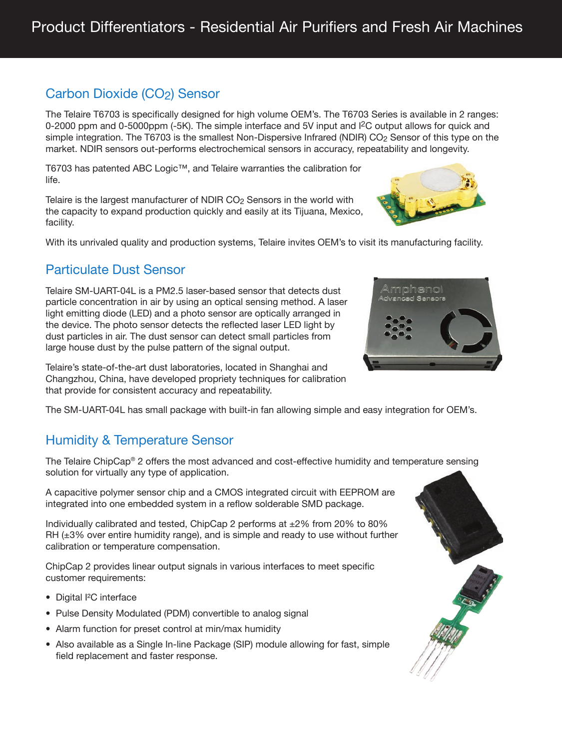# Product Differentiators - Residential Air Purifiers and Fresh Air Machines

## Carbon Dioxide ($CO_2$) Sensor

The Telaire T6703 is specifically designed for high volume OEM's. The T6703 Series is available in 2 ranges: 0-2000 ppm and 0-5000ppm (-5K). The simple interface and 5V input and $I^2C$ output allows for quick and simple integration. The T6703 is the smallest Non-Dispersive Infrared (NDIR) $CO_2$ Sensor of this type on the market. NDIR sensors out-performs electrochemical sensors in accuracy, repeatability and longevity.

T6703 has patented ABC Logic™, and Telaire warranties the calibration for life.

Telaire is the largest manufacturer of NDIR $CO_2$ Sensors in the world with the capacity to expand production quickly and easily at its Tijuana, Mexico, facility.

With its unrivaled quality and production systems, Telaire invites OEM's to visit its manufacturing facility.

## Particulate Dust Sensor

Telaire SM-UART-04L is a PM2.5 laser-based sensor that detects dust particle concentration in air by using an optical sensing method. A laser light emitting diode (LED) and a photo sensor are optically arranged in the device. The photo sensor detects the reflected laser LED light by dust particles in air. The dust sensor can detect small particles from large house dust by the pulse pattern of the signal output.

Telaire's state-of-the-art dust laboratories, located in Shanghai and Changzhou, China, have developed propriety techniques for calibration that provide for consistent accuracy and repeatability.

The SM-UART-04L has small package with built-in fan allowing simple and easy integration for OEM's.

## Humidity & Temperature Sensor

The Telaire ChipCap® 2 offers the most advanced and cost-effective humidity and temperature sensing solution for virtually any type of application.

A capacitive polymer sensor chip and a CMOS integrated circuit with EEPROM are integrated into one embedded system in a reflow solderable SMD package.

Individually calibrated and tested, ChipCap 2 performs at ±2% from 20% to 80% RH (±3% over entire humidity range), and is simple and ready to use without further calibration or temperature compensation.

ChipCap 2 provides linear output signals in various interfaces to meet specific customer requirements:

- Digital $I^2C$ interface
- Pulse Density Modulated (PDM) convertible to analog signal
- Alarm function for preset control at min/max humidity
- Also available as a Single In-line Package (SIP) module allowing for fast, simple field replacement and faster response.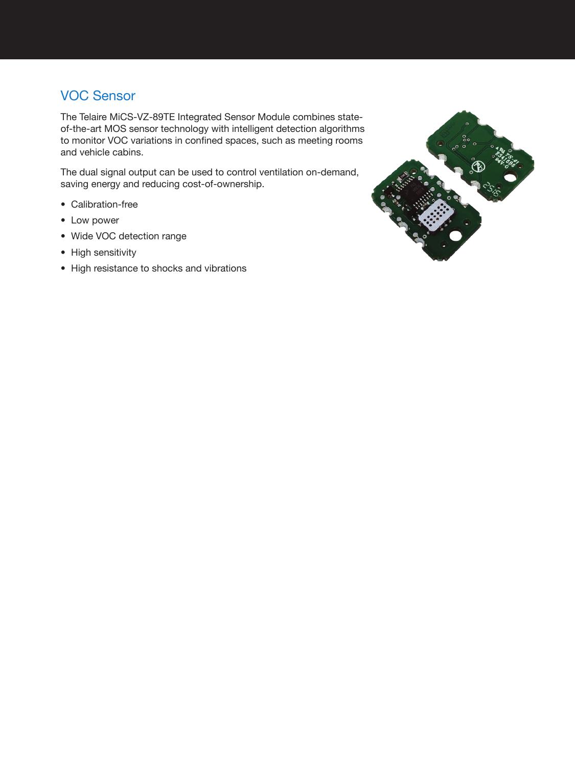## VOC Sensor

The Telaire MiCS-VZ-89TE Integrated Sensor Module combines state-of-the-art MOS sensor technology with intelligent detection algorithms to monitor VOC variations in confined spaces, such as meeting rooms and vehicle cabins.

The dual signal output can be used to control ventilation on-demand, saving energy and reducing cost-of-ownership.

- Calibration-free
- Low power
- Wide VOC detection range
- High sensitivity
- High resistance to shocks and vibrations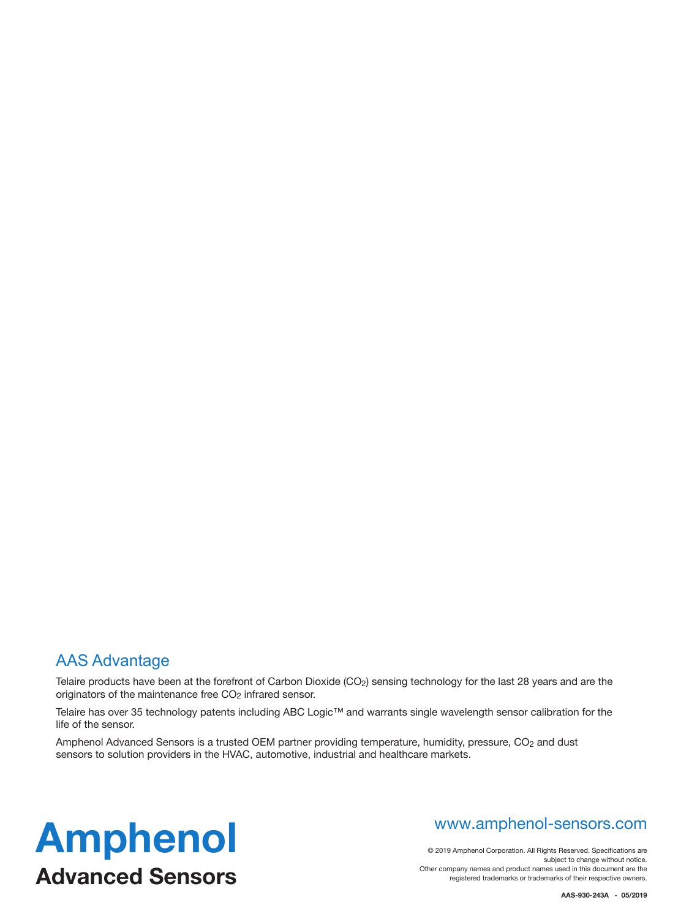## AAS Advantage

Telaire products have been at the forefront of Carbon Dioxide ($CO_2$) sensing technology for the last 28 years and are the originators of the maintenance free $CO_2$ infrared sensor.

Telaire has over 35 technology patents including ABC Logic™ and warrants single wavelength sensor calibration for the life of the sensor.

Amphenol Advanced Sensors is a trusted OEM partner providing temperature, humidity, pressure, $CO_2$ and dust sensors to solution providers in the HVAC, automotive, industrial and healthcare markets.

**Amphenol**

**Advanced Sensors**

www.amphenol-sensors.com

© 2019 Amphenol Corporation. All Rights Reserved. Specifications are subject to change without notice.
Other company names and product names used in this document are the registered trademarks or trademarks of their respective owners.

**AAS-930-243A - 05/2019**